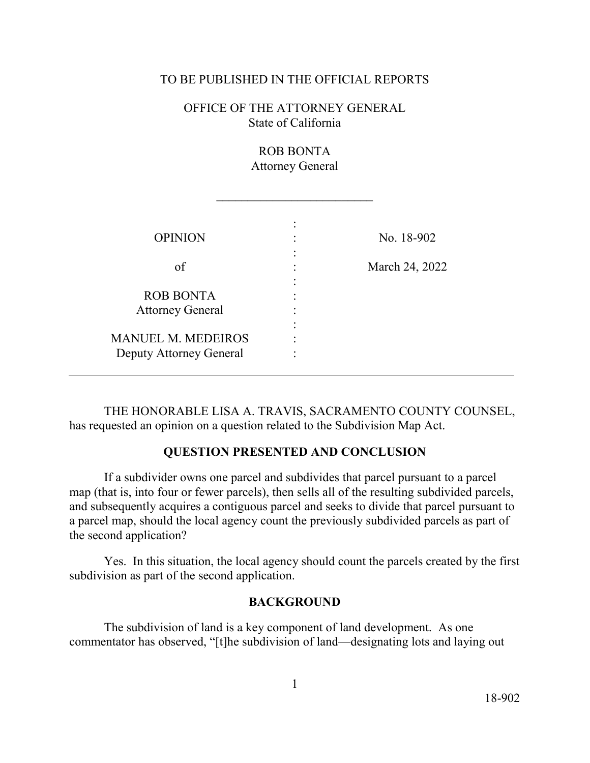TO BE PUBLISHED IN THE OFFICIAL REPORTS

OFFICE OF THE ATTORNEY GENERAL
State of California

ROB BONTA
Attorney General

_________________________

| | | |
|---|---|---|
| OPINION | : | No. 18-902 |
| of | : | March 24, 2022 |
| ROB BONTA<br>Attorney General | : | |
| MANUEL M. MEDEIROS<br>Deputy Attorney General | : | |

THE HONORABLE LISA A. TRAVIS, SACRAMENTO COUNTY COUNSEL, has requested an opinion on a question related to the Subdivision Map Act.

## QUESTION PRESENTED AND CONCLUSION

If a subdivider owns one parcel and subdivides that parcel pursuant to a parcel map (that is, into four or fewer parcels), then sells all of the resulting subdivided parcels, and subsequently acquires a contiguous parcel and seeks to divide that parcel pursuant to a parcel map, should the local agency count the previously subdivided parcels as part of the second application?

Yes. In this situation, the local agency should count the parcels created by the first subdivision as part of the second application.

## BACKGROUND

The subdivision of land is a key component of land development. As one commentator has observed, "[t]he subdivision of land—designating lots and laying out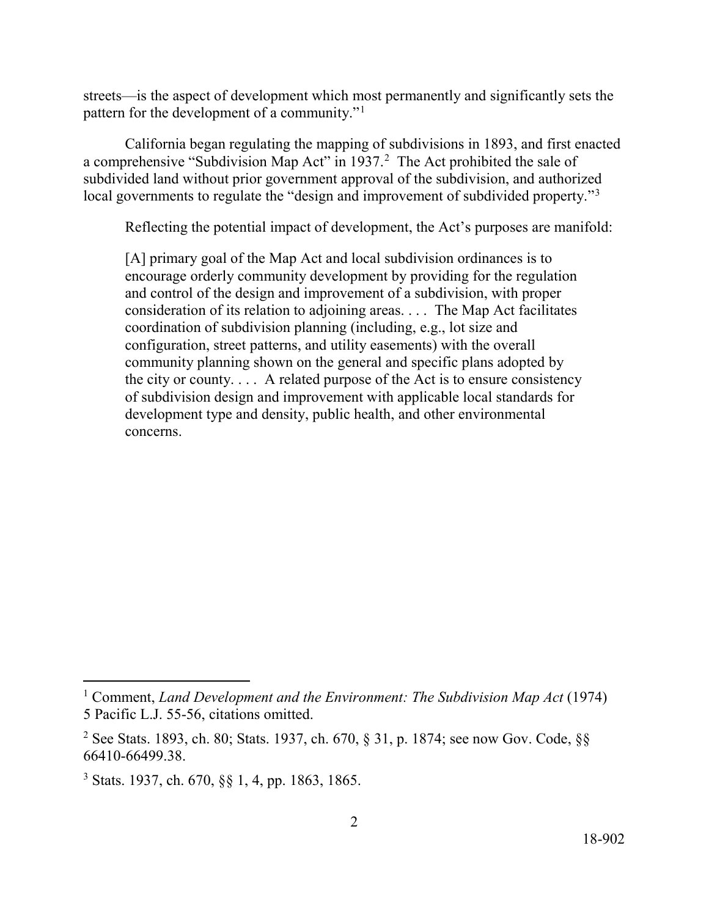streets—is the aspect of development which most permanently and significantly sets the pattern for the development of a community."[1]

California began regulating the mapping of subdivisions in 1893, and first enacted a comprehensive "Subdivision Map Act" in 1937.[2] The Act prohibited the sale of subdivided land without prior government approval of the subdivision, and authorized local governments to regulate the "design and improvement of subdivided property."[3]

Reflecting the potential impact of development, the Act's purposes are manifold:

> [A] primary goal of the Map Act and local subdivision ordinances is to encourage orderly community development by providing for the regulation and control of the design and improvement of a subdivision, with proper consideration of its relation to adjoining areas. . . . The Map Act facilitates coordination of subdivision planning (including, e.g., lot size and configuration, street patterns, and utility easements) with the overall community planning shown on the general and specific plans adopted by the city or county. . . . A related purpose of the Act is to ensure consistency of subdivision design and improvement with applicable local standards for development type and density, public health, and other environmental concerns.

---

[1] Comment, *Land Development and the Environment: The Subdivision Map Act* (1974) 5 Pacific L.J. 55-56, citations omitted.

[2] See Stats. 1893, ch. 80; Stats. 1937, ch. 670, § 31, p. 1874; see now Gov. Code, §§ 66410-66499.38.

[3] Stats. 1937, ch. 670, §§ 1, 4, pp. 1863, 1865.

18-902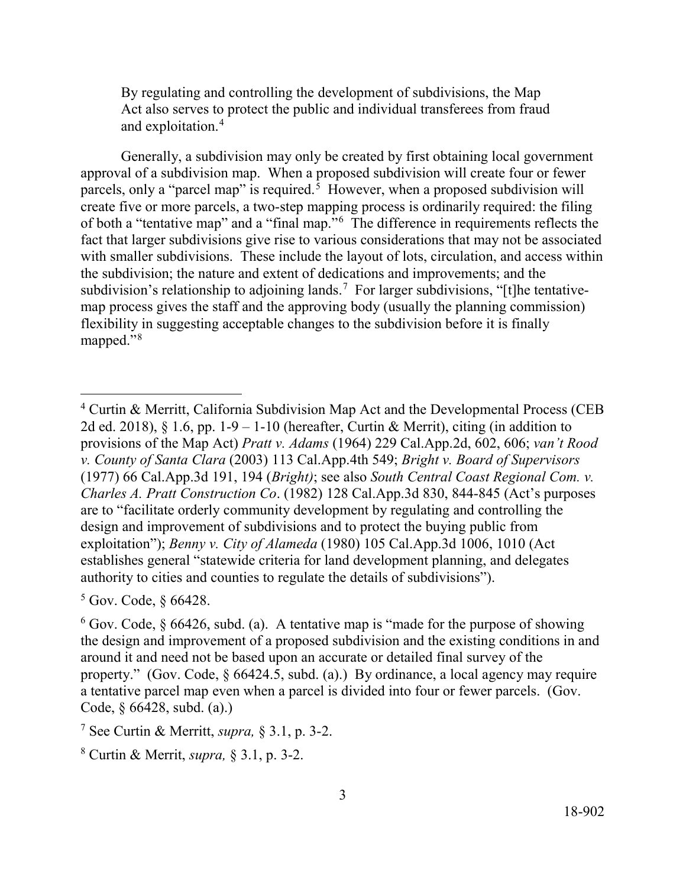By regulating and controlling the development of subdivisions, the Map Act also serves to protect the public and individual transferees from fraud and exploitation.[4]

Generally, a subdivision may only be created by first obtaining local government approval of a subdivision map. When a proposed subdivision will create four or fewer parcels, only a "parcel map" is required.[5] However, when a proposed subdivision will create five or more parcels, a two-step mapping process is ordinarily required: the filing of both a "tentative map" and a "final map."[6] The difference in requirements reflects the fact that larger subdivisions give rise to various considerations that may not be associated with smaller subdivisions. These include the layout of lots, circulation, and access within the subdivision; the nature and extent of dedications and improvements; and the subdivision's relationship to adjoining lands.[7] For larger subdivisions, "[t]he tentative-map process gives the staff and the approving body (usually the planning commission) flexibility in suggesting acceptable changes to the subdivision before it is finally mapped."[8]

---

[4] Curtin & Merritt, California Subdivision Map Act and the Developmental Process (CEB 2d ed. 2018), § 1.6, pp. 1-9 – 1-10 (hereafter, Curtin & Merrit), citing (in addition to provisions of the Map Act) *Pratt v. Adams* (1964) 229 Cal.App.2d, 602, 606; *van't Rood v. County of Santa Clara* (2003) 113 Cal.App.4th 549; *Bright v. Board of Supervisors* (1977) 66 Cal.App.3d 191, 194 (*Bright)*; see also *South Central Coast Regional Com. v. Charles A. Pratt Construction Co*. (1982) 128 Cal.App.3d 830, 844-845 (Act's purposes are to "facilitate orderly community development by regulating and controlling the design and improvement of subdivisions and to protect the buying public from exploitation"); *Benny v. City of Alameda* (1980) 105 Cal.App.3d 1006, 1010 (Act establishes general "statewide criteria for land development planning, and delegates authority to cities and counties to regulate the details of subdivisions").

[5] Gov. Code, § 66428.

[6] Gov. Code, § 66426, subd. (a). A tentative map is "made for the purpose of showing the design and improvement of a proposed subdivision and the existing conditions in and around it and need not be based upon an accurate or detailed final survey of the property." (Gov. Code, § 66424.5, subd. (a).) By ordinance, a local agency may require a tentative parcel map even when a parcel is divided into four or fewer parcels. (Gov. Code, § 66428, subd. (a).)

[7] See Curtin & Merritt, *supra,* § 3.1, p. 3-2.

[8] Curtin & Merrit, *supra,* § 3.1, p. 3-2.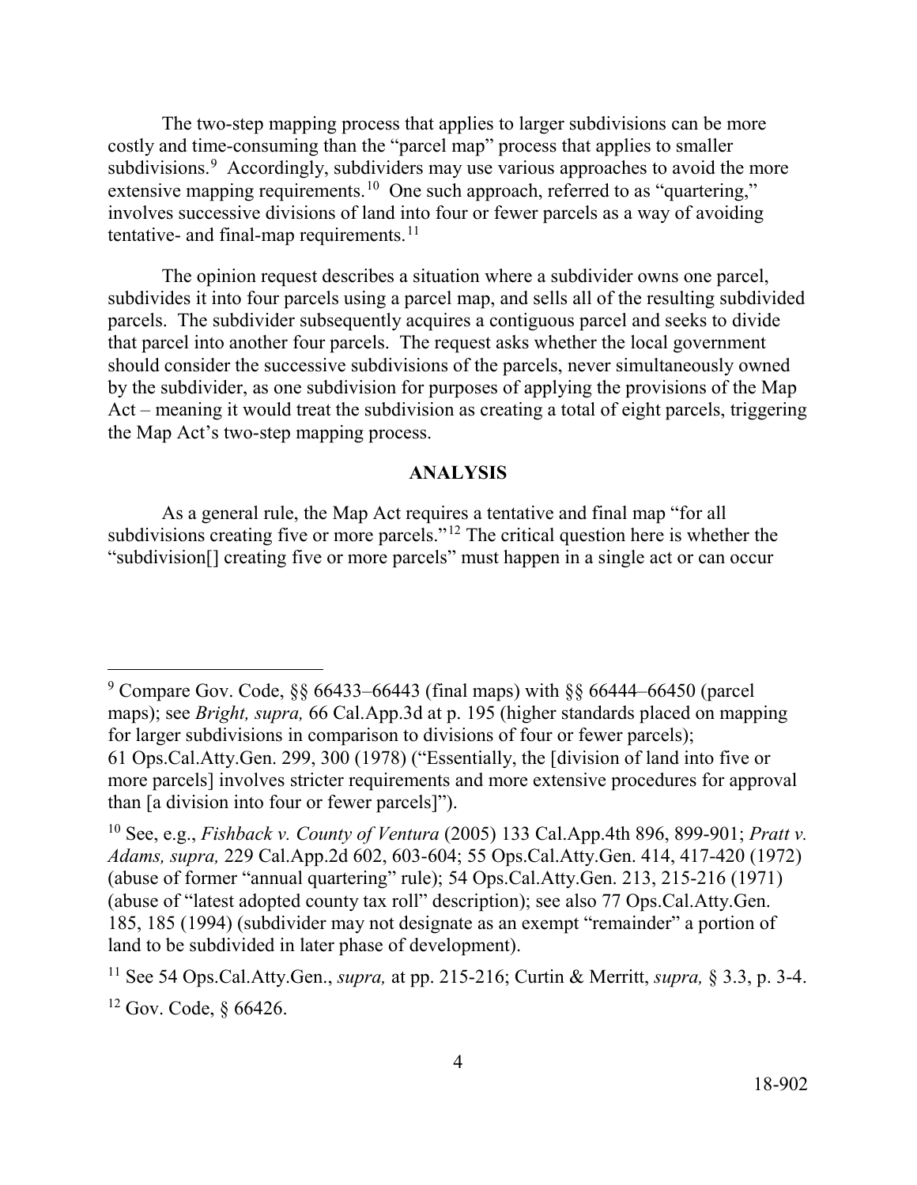The two-step mapping process that applies to larger subdivisions can be more costly and time-consuming than the "parcel map" process that applies to smaller subdivisions.[9] Accordingly, subdividers may use various approaches to avoid the more extensive mapping requirements.[10] One such approach, referred to as "quartering," involves successive divisions of land into four or fewer parcels as a way of avoiding tentative- and final-map requirements.[11]

The opinion request describes a situation where a subdivider owns one parcel, subdivides it into four parcels using a parcel map, and sells all of the resulting subdivided parcels. The subdivider subsequently acquires a contiguous parcel and seeks to divide that parcel into another four parcels. The request asks whether the local government should consider the successive subdivisions of the parcels, never simultaneously owned by the subdivider, as one subdivision for purposes of applying the provisions of the Map Act – meaning it would treat the subdivision as creating a total of eight parcels, triggering the Map Act's two-step mapping process.

## ANALYSIS

As a general rule, the Map Act requires a tentative and final map "for all subdivisions creating five or more parcels."[12] The critical question here is whether the "subdivision[] creating five or more parcels" must happen in a single act or can occur

---

[9] Compare Gov. Code, §§ 66433–66443 (final maps) with §§ 66444–66450 (parcel maps); see *Bright, supra,* 66 Cal.App.3d at p. 195 (higher standards placed on mapping for larger subdivisions in comparison to divisions of four or fewer parcels); 61 Ops.Cal.Atty.Gen. 299, 300 (1978) ("Essentially, the [division of land into five or more parcels] involves stricter requirements and more extensive procedures for approval than [a division into four or fewer parcels]").

[10] See, e.g., *Fishback v. County of Ventura* (2005) 133 Cal.App.4th 896, 899-901; *Pratt v. Adams, supra,* 229 Cal.App.2d 602, 603-604; 55 Ops.Cal.Atty.Gen. 414, 417-420 (1972) (abuse of former "annual quartering" rule); 54 Ops.Cal.Atty.Gen. 213, 215-216 (1971) (abuse of "latest adopted county tax roll" description); see also 77 Ops.Cal.Atty.Gen. 185, 185 (1994) (subdivider may not designate as an exempt "remainder" a portion of land to be subdivided in later phase of development).

[11] See 54 Ops.Cal.Atty.Gen., *supra,* at pp. 215-216; Curtin & Merritt, *supra,* § 3.3, p. 3-4.

[12] Gov. Code, § 66426.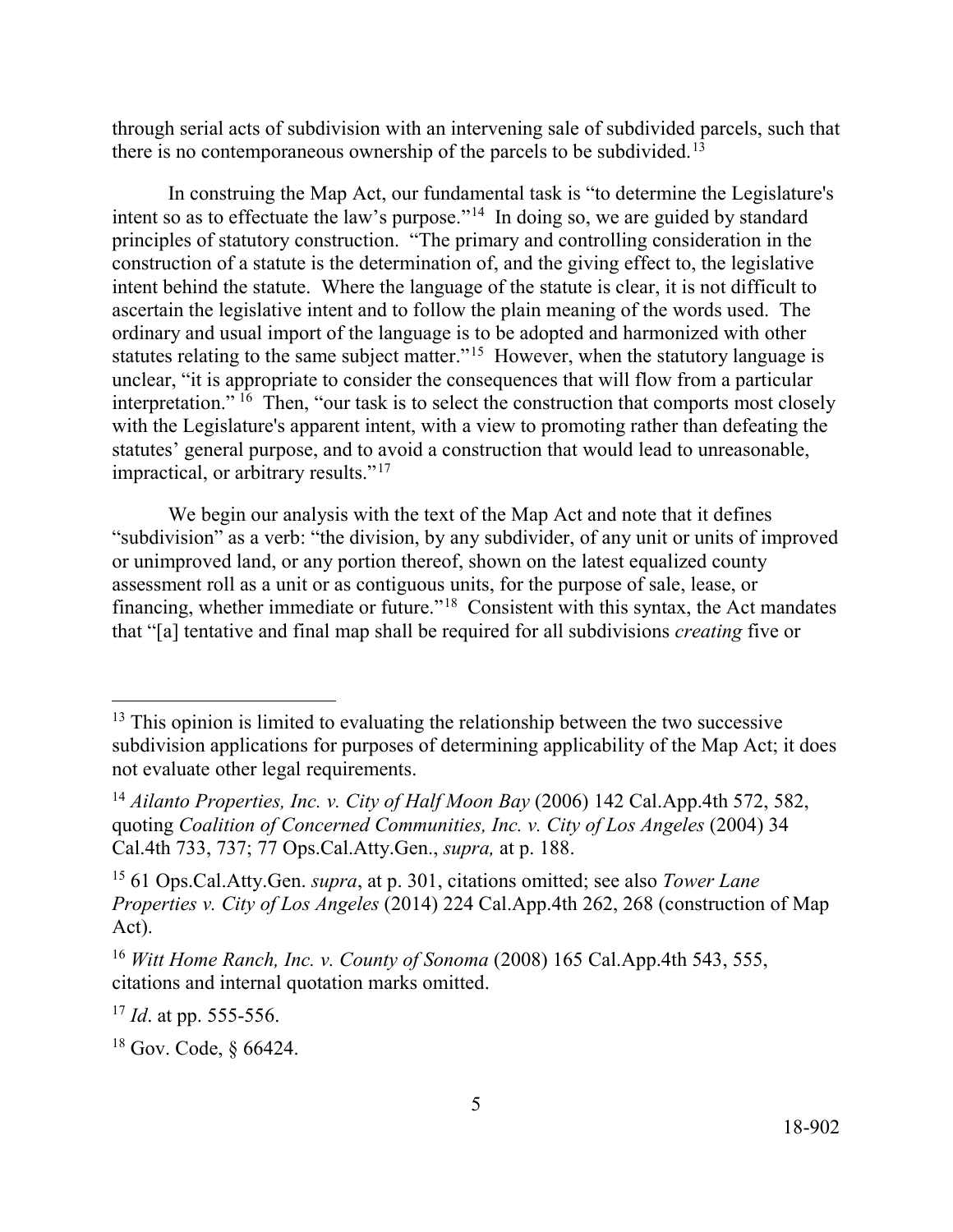through serial acts of subdivision with an intervening sale of subdivided parcels, such that there is no contemporaneous ownership of the parcels to be subdivided.[13]

In construing the Map Act, our fundamental task is "to determine the Legislature's intent so as to effectuate the law's purpose."[14] In doing so, we are guided by standard principles of statutory construction. "The primary and controlling consideration in the construction of a statute is the determination of, and the giving effect to, the legislative intent behind the statute. Where the language of the statute is clear, it is not difficult to ascertain the legislative intent and to follow the plain meaning of the words used. The ordinary and usual import of the language is to be adopted and harmonized with other statutes relating to the same subject matter."[15] However, when the statutory language is unclear, "it is appropriate to consider the consequences that will flow from a particular interpretation."[16] Then, "our task is to select the construction that comports most closely with the Legislature's apparent intent, with a view to promoting rather than defeating the statutes' general purpose, and to avoid a construction that would lead to unreasonable, impractical, or arbitrary results."[17]

We begin our analysis with the text of the Map Act and note that it defines "subdivision" as a verb: "the division, by any subdivider, of any unit or units of improved or unimproved land, or any portion thereof, shown on the latest equalized county assessment roll as a unit or as contiguous units, for the purpose of sale, lease, or financing, whether immediate or future."[18] Consistent with this syntax, the Act mandates that "[a] tentative and final map shall be required for all subdivisions *creating* five or

---

[13] This opinion is limited to evaluating the relationship between the two successive subdivision applications for purposes of determining applicability of the Map Act; it does not evaluate other legal requirements.

[14] *Ailanto Properties, Inc. v. City of Half Moon Bay* (2006) 142 Cal.App.4th 572, 582, quoting *Coalition of Concerned Communities, Inc. v. City of Los Angeles* (2004) 34 Cal.4th 733, 737; 77 Ops.Cal.Atty.Gen., *supra,* at p. 188.

[15] 61 Ops.Cal.Atty.Gen. *supra*, at p. 301, citations omitted; see also *Tower Lane Properties v. City of Los Angeles* (2014) 224 Cal.App.4th 262, 268 (construction of Map Act).

[16] *Witt Home Ranch, Inc. v. County of Sonoma* (2008) 165 Cal.App.4th 543, 555, citations and internal quotation marks omitted.

[17] *Id*. at pp. 555-556.

[18] Gov. Code, § 66424.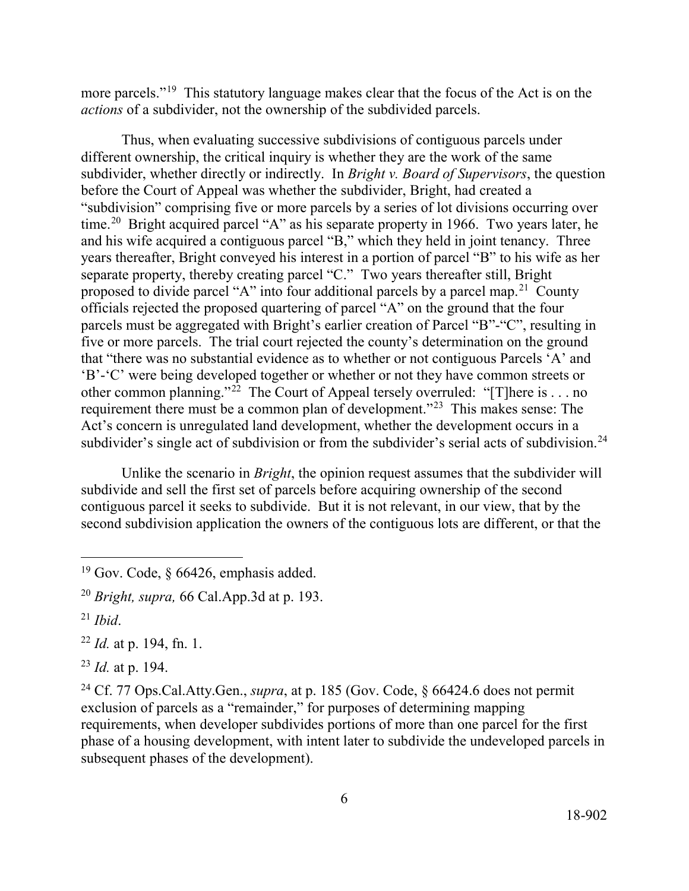more parcels."[19] This statutory language makes clear that the focus of the Act is on the *actions* of a subdivider, not the ownership of the subdivided parcels.

Thus, when evaluating successive subdivisions of contiguous parcels under different ownership, the critical inquiry is whether they are the work of the same subdivider, whether directly or indirectly. In *Bright v. Board of Supervisors*, the question before the Court of Appeal was whether the subdivider, Bright, had created a "subdivision" comprising five or more parcels by a series of lot divisions occurring over time.[20] Bright acquired parcel "A" as his separate property in 1966. Two years later, he and his wife acquired a contiguous parcel "B," which they held in joint tenancy. Three years thereafter, Bright conveyed his interest in a portion of parcel "B" to his wife as her separate property, thereby creating parcel "C." Two years thereafter still, Bright proposed to divide parcel "A" into four additional parcels by a parcel map.[21] County officials rejected the proposed quartering of parcel "A" on the ground that the four parcels must be aggregated with Bright's earlier creation of Parcel "B"-"C", resulting in five or more parcels. The trial court rejected the county's determination on the ground that "there was no substantial evidence as to whether or not contiguous Parcels 'A' and 'B'-'C' were being developed together or whether or not they have common streets or other common planning."[22] The Court of Appeal tersely overruled: "[T]here is . . . no requirement there must be a common plan of development."[23] This makes sense: The Act's concern is unregulated land development, whether the development occurs in a subdivider's single act of subdivision or from the subdivider's serial acts of subdivision.[24]

Unlike the scenario in *Bright*, the opinion request assumes that the subdivider will subdivide and sell the first set of parcels before acquiring ownership of the second contiguous parcel it seeks to subdivide. But it is not relevant, in our view, that by the second subdivision application the owners of the contiguous lots are different, or that the

---

[19] Gov. Code, § 66426, emphasis added.

[20] *Bright, supra,* 66 Cal.App.3d at p. 193.

[21] *Ibid*.

[22] *Id.* at p. 194, fn. 1.

[23] *Id.* at p. 194.

[24] Cf. 77 Ops.Cal.Atty.Gen., *supra*, at p. 185 (Gov. Code, § 66424.6 does not permit exclusion of parcels as a "remainder," for purposes of determining mapping requirements, when developer subdivides portions of more than one parcel for the first phase of a housing development, with intent later to subdivide the undeveloped parcels in subsequent phases of the development).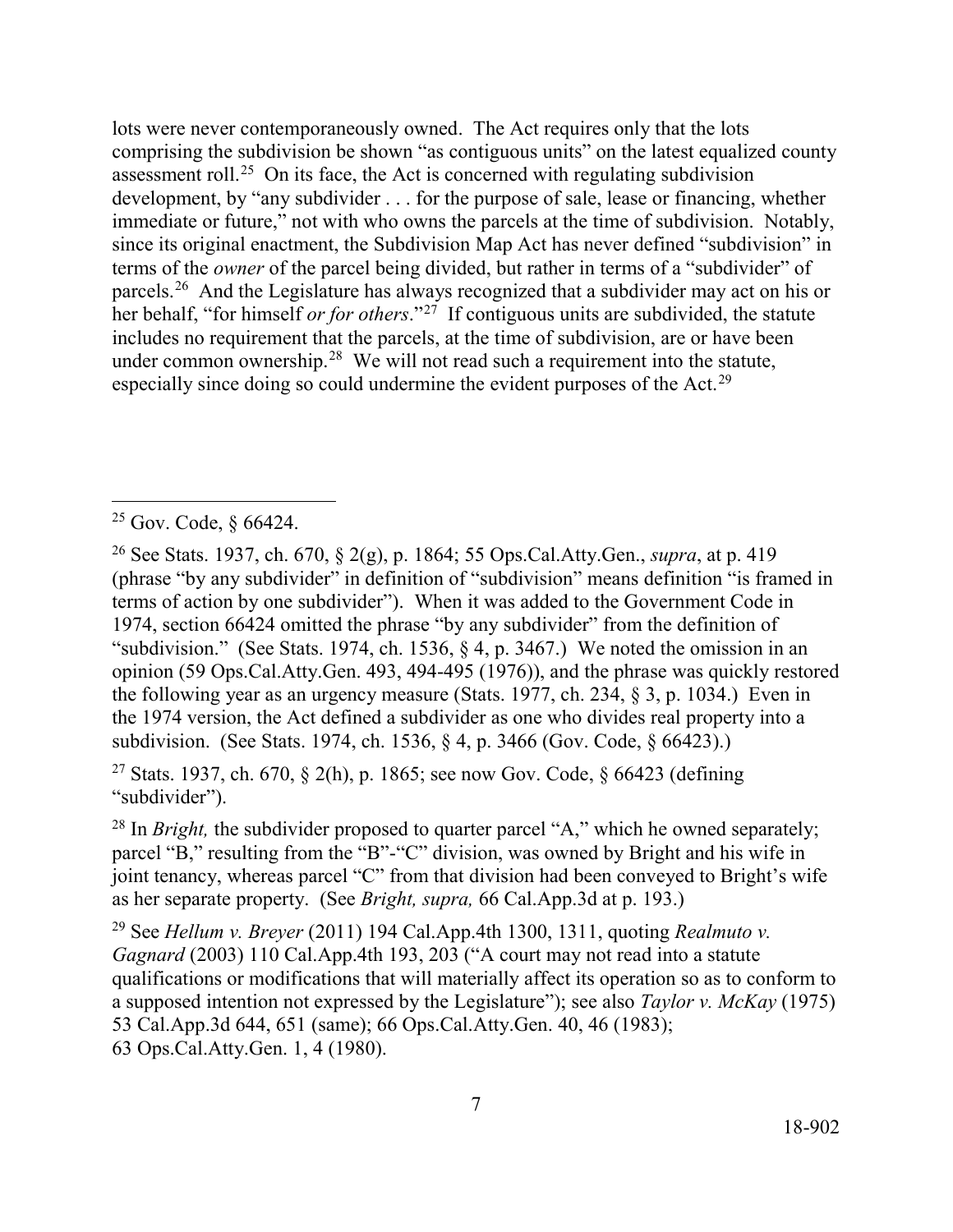lots were never contemporaneously owned. The Act requires only that the lots comprising the subdivision be shown "as contiguous units" on the latest equalized county assessment roll.[25] On its face, the Act is concerned with regulating subdivision development, by "any subdivider . . . for the purpose of sale, lease or financing, whether immediate or future," not with who owns the parcels at the time of subdivision. Notably, since its original enactment, the Subdivision Map Act has never defined "subdivision" in terms of the *owner* of the parcel being divided, but rather in terms of a "subdivider" of parcels.[26] And the Legislature has always recognized that a subdivider may act on his or her behalf, "for himself *or for others*."[27] If contiguous units are subdivided, the statute includes no requirement that the parcels, at the time of subdivision, are or have been under common ownership.[28] We will not read such a requirement into the statute, especially since doing so could undermine the evident purposes of the Act.[29]

---

[25] Gov. Code, § 66424.

[26] See Stats. 1937, ch. 670, § 2(g), p. 1864; 55 Ops.Cal.Atty.Gen., *supra*, at p. 419 (phrase "by any subdivider" in definition of "subdivision" means definition "is framed in terms of action by one subdivider"). When it was added to the Government Code in 1974, section 66424 omitted the phrase "by any subdivider" from the definition of "subdivision." (See Stats. 1974, ch. 1536, § 4, p. 3467.) We noted the omission in an opinion (59 Ops.Cal.Atty.Gen. 493, 494-495 (1976)), and the phrase was quickly restored the following year as an urgency measure (Stats. 1977, ch. 234, § 3, p. 1034.) Even in the 1974 version, the Act defined a subdivider as one who divides real property into a subdivision. (See Stats. 1974, ch. 1536, § 4, p. 3466 (Gov. Code, § 66423).)

[27] Stats. 1937, ch. 670, § 2(h), p. 1865; see now Gov. Code, § 66423 (defining "subdivider").

[28] In *Bright,* the subdivider proposed to quarter parcel "A," which he owned separately; parcel "B," resulting from the "B"-"C" division, was owned by Bright and his wife in joint tenancy, whereas parcel "C" from that division had been conveyed to Bright's wife as her separate property. (See *Bright, supra,* 66 Cal.App.3d at p. 193.)

[29] See *Hellum v. Breyer* (2011) 194 Cal.App.4th 1300, 1311, quoting *Realmuto v. Gagnard* (2003) 110 Cal.App.4th 193, 203 ("A court may not read into a statute qualifications or modifications that will materially affect its operation so as to conform to a supposed intention not expressed by the Legislature"); see also *Taylor v. McKay* (1975) 53 Cal.App.3d 644, 651 (same); 66 Ops.Cal.Atty.Gen. 40, 46 (1983); 63 Ops.Cal.Atty.Gen. 1, 4 (1980).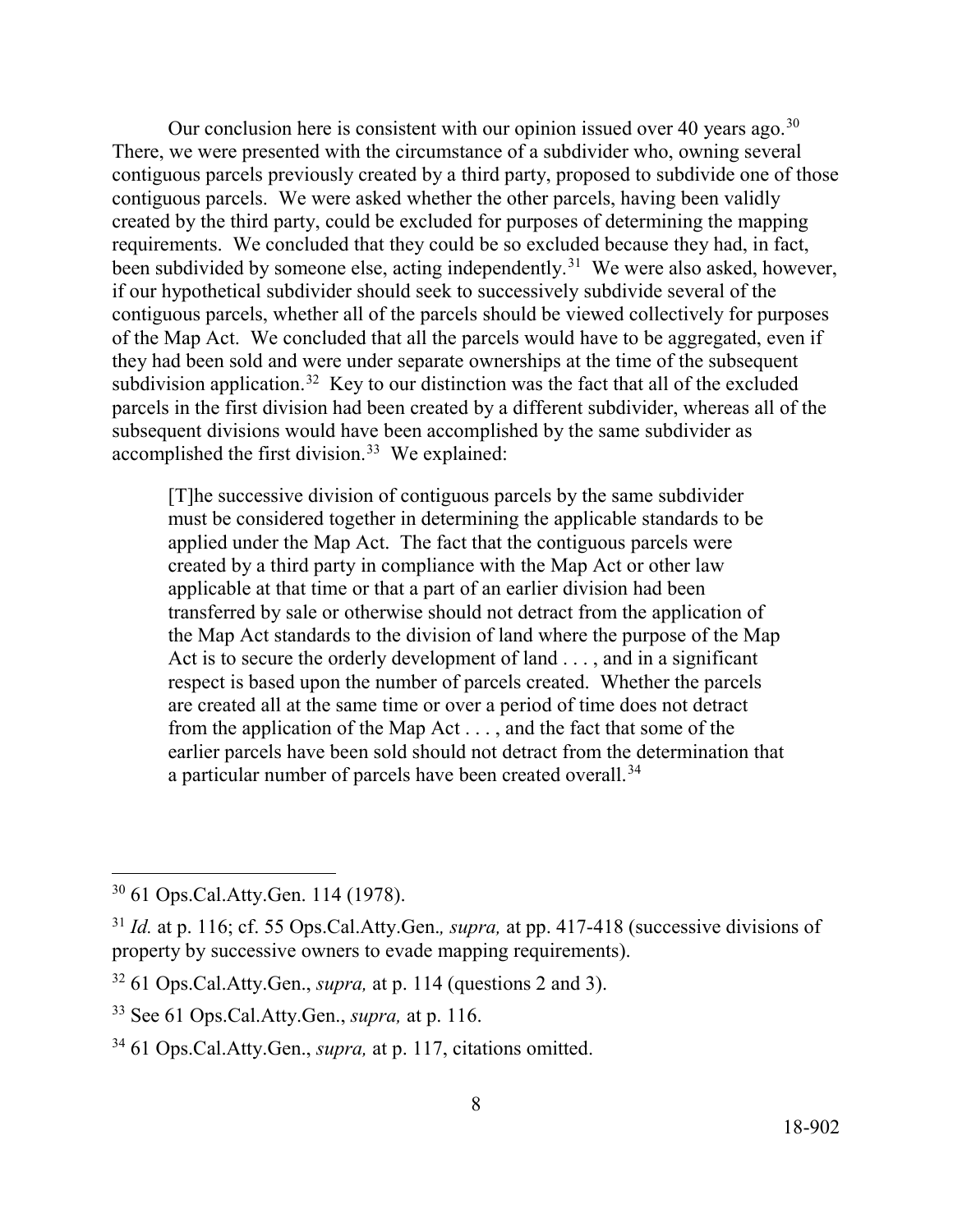Our conclusion here is consistent with our opinion issued over 40 years ago.[30] There, we were presented with the circumstance of a subdivider who, owning several contiguous parcels previously created by a third party, proposed to subdivide one of those contiguous parcels. We were asked whether the other parcels, having been validly created by the third party, could be excluded for purposes of determining the mapping requirements. We concluded that they could be so excluded because they had, in fact, been subdivided by someone else, acting independently.[31] We were also asked, however, if our hypothetical subdivider should seek to successively subdivide several of the contiguous parcels, whether all of the parcels should be viewed collectively for purposes of the Map Act. We concluded that all the parcels would have to be aggregated, even if they had been sold and were under separate ownerships at the time of the subsequent subdivision application.[32] Key to our distinction was the fact that all of the excluded parcels in the first division had been created by a different subdivider, whereas all of the subsequent divisions would have been accomplished by the same subdivider as accomplished the first division.[33] We explained:

> [T]he successive division of contiguous parcels by the same subdivider must be considered together in determining the applicable standards to be applied under the Map Act. The fact that the contiguous parcels were created by a third party in compliance with the Map Act or other law applicable at that time or that a part of an earlier division had been transferred by sale or otherwise should not detract from the application of the Map Act standards to the division of land where the purpose of the Map Act is to secure the orderly development of land . . . , and in a significant respect is based upon the number of parcels created. Whether the parcels are created all at the same time or over a period of time does not detract from the application of the Map Act . . . , and the fact that some of the earlier parcels have been sold should not detract from the determination that a particular number of parcels have been created overall.[34]

---

[30] 61 Ops.Cal.Atty.Gen. 114 (1978).

[31] *Id.* at p. 116; cf. 55 Ops.Cal.Atty.Gen., *supra,* at pp. 417-418 (successive divisions of property by successive owners to evade mapping requirements).

[32] 61 Ops.Cal.Atty.Gen., *supra,* at p. 114 (questions 2 and 3).

[33] See 61 Ops.Cal.Atty.Gen., *supra,* at p. 116.

[34] 61 Ops.Cal.Atty.Gen., *supra,* at p. 117, citations omitted.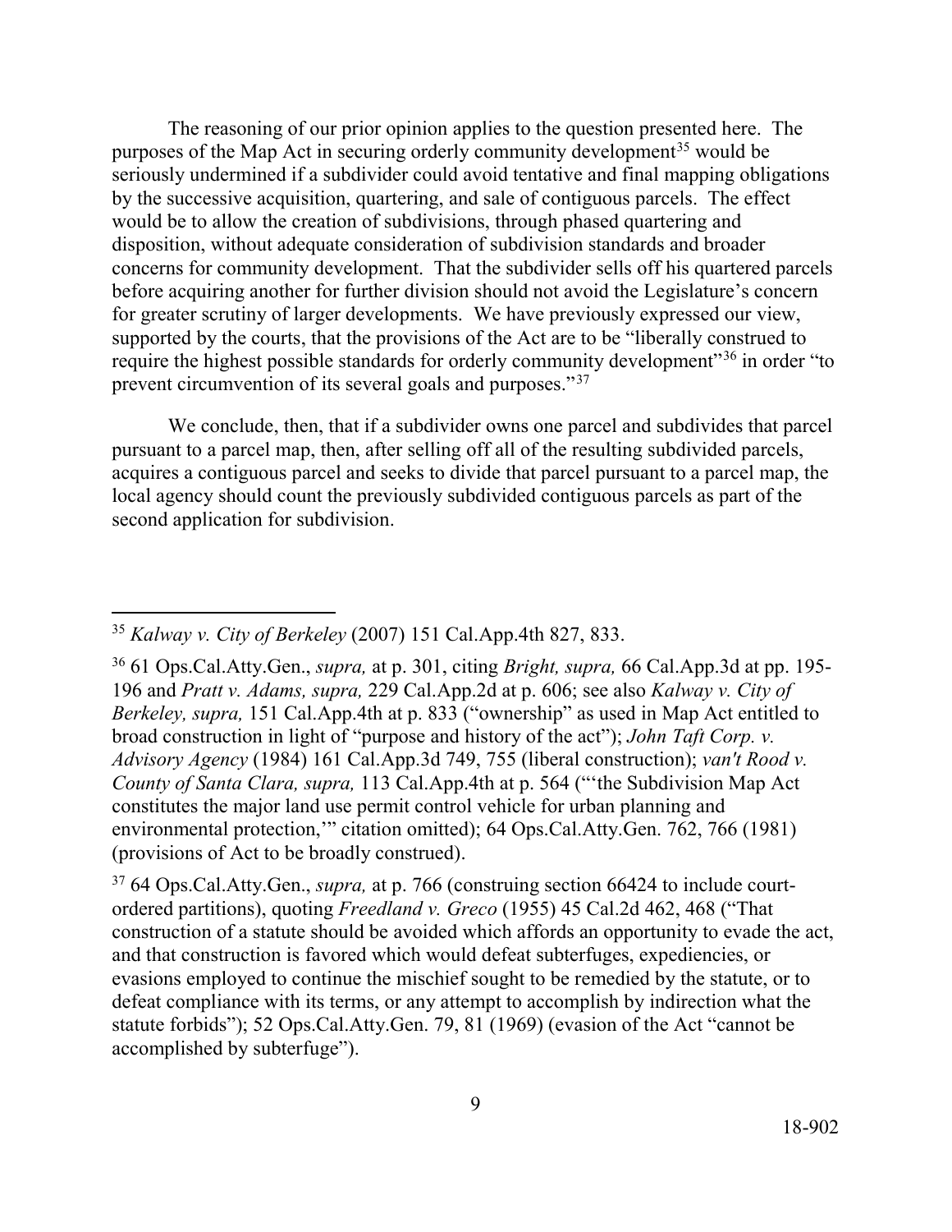The reasoning of our prior opinion applies to the question presented here. The purposes of the Map Act in securing orderly community development[35] would be seriously undermined if a subdivider could avoid tentative and final mapping obligations by the successive acquisition, quartering, and sale of contiguous parcels. The effect would be to allow the creation of subdivisions, through phased quartering and disposition, without adequate consideration of subdivision standards and broader concerns for community development. That the subdivider sells off his quartered parcels before acquiring another for further division should not avoid the Legislature's concern for greater scrutiny of larger developments. We have previously expressed our view, supported by the courts, that the provisions of the Act are to be "liberally construed to require the highest possible standards for orderly community development"[36] in order "to prevent circumvention of its several goals and purposes."[37]

We conclude, then, that if a subdivider owns one parcel and subdivides that parcel pursuant to a parcel map, then, after selling off all of the resulting subdivided parcels, acquires a contiguous parcel and seeks to divide that parcel pursuant to a parcel map, the local agency should count the previously subdivided contiguous parcels as part of the second application for subdivision.

---

[35] *Kalway v. City of Berkeley* (2007) 151 Cal.App.4th 827, 833.

[36] 61 Ops.Cal.Atty.Gen., *supra,* at p. 301, citing *Bright, supra,* 66 Cal.App.3d at pp. 195-196 and *Pratt v. Adams, supra,* 229 Cal.App.2d at p. 606; see also *Kalway v. City of Berkeley, supra,* 151 Cal.App.4th at p. 833 ("ownership" as used in Map Act entitled to broad construction in light of "purpose and history of the act"); *John Taft Corp. v. Advisory Agency* (1984) 161 Cal.App.3d 749, 755 (liberal construction); *van't Rood v. County of Santa Clara, supra,* 113 Cal.App.4th at p. 564 ("'the Subdivision Map Act constitutes the major land use permit control vehicle for urban planning and environmental protection,'" citation omitted); 64 Ops.Cal.Atty.Gen. 762, 766 (1981) (provisions of Act to be broadly construed).

[37] 64 Ops.Cal.Atty.Gen., *supra,* at p. 766 (construing section 66424 to include court-ordered partitions), quoting *Freedland v. Greco* (1955) 45 Cal.2d 462, 468 ("That construction of a statute should be avoided which affords an opportunity to evade the act, and that construction is favored which would defeat subterfuges, expediencies, or evasions employed to continue the mischief sought to be remedied by the statute, or to defeat compliance with its terms, or any attempt to accomplish by indirection what the statute forbids"); 52 Ops.Cal.Atty.Gen. 79, 81 (1969) (evasion of the Act "cannot be accomplished by subterfuge").